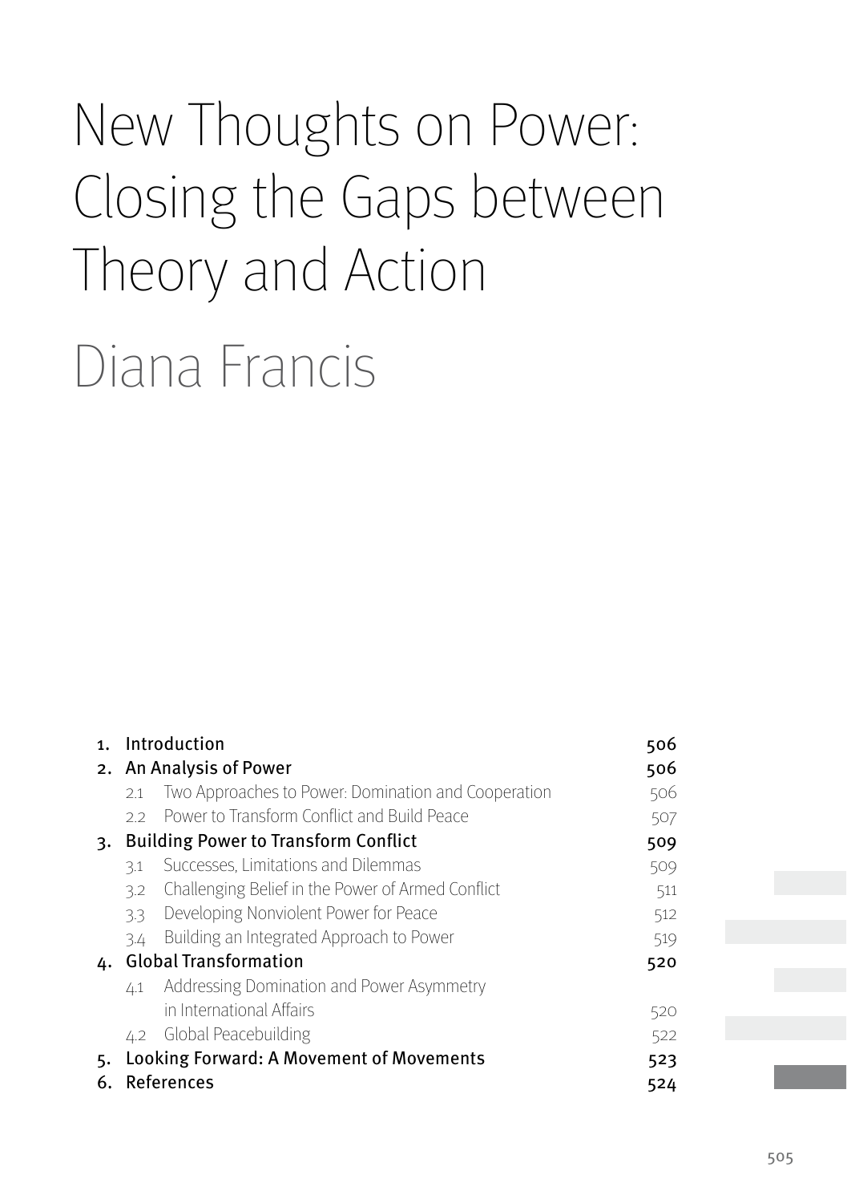# New Thoughts on Power: Closing the Gaps between Theory and Action

## Diana Francis

| | | |
|---|---|---|
| 1. | Introduction | 506 |
| 2. | An Analysis of Power | 506 |
| | 2.1 Two Approaches to Power: Domination and Cooperation | 506 |
| | 2.2 Power to Transform Conflict and Build Peace | 507 |
| 3. | Building Power to Transform Conflict | 509 |
| | 3.1 Successes, Limitations and Dilemmas | 509 |
| | 3.2 Challenging Belief in the Power of Armed Conflict | 511 |
| | 3.3 Developing Nonviolent Power for Peace | 512 |
| | 3.4 Building an Integrated Approach to Power | 519 |
| 4. | Global Transformation | 520 |
| | 4.1 Addressing Domination and Power Asymmetry in International Affairs | 520 |
| | 4.2 Global Peacebuilding | 522 |
| 5. | Looking Forward: A Movement of Movements | 523 |
| 6. | References | 524 |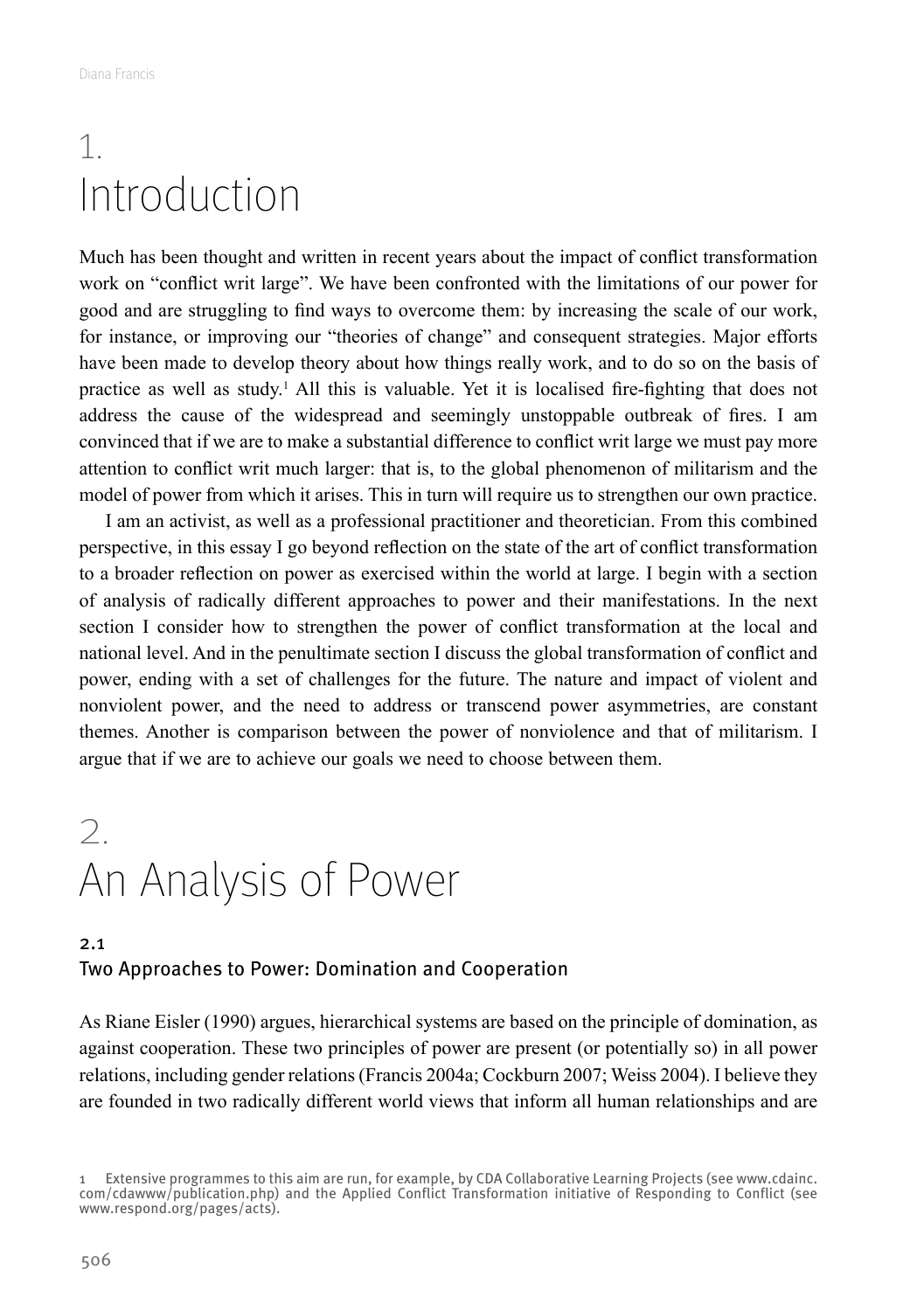# 1. Introduction

Much has been thought and written in recent years about the impact of conflict transformation work on "conflict writ large". We have been confronted with the limitations of our power for good and are struggling to find ways to overcome them: by increasing the scale of our work, for instance, or improving our "theories of change" and consequent strategies. Major efforts have been made to develop theory about how things really work, and to do so on the basis of practice as well as study.[1] All this is valuable. Yet it is localised fire-fighting that does not address the cause of the widespread and seemingly unstoppable outbreak of fires. I am convinced that if we are to make a substantial difference to conflict writ large we must pay more attention to conflict writ much larger: that is, to the global phenomenon of militarism and the model of power from which it arises. This in turn will require us to strengthen our own practice.

I am an activist, as well as a professional practitioner and theoretician. From this combined perspective, in this essay I go beyond reflection on the state of the art of conflict transformation to a broader reflection on power as exercised within the world at large. I begin with a section of analysis of radically different approaches to power and their manifestations. In the next section I consider how to strengthen the power of conflict transformation at the local and national level. And in the penultimate section I discuss the global transformation of conflict and power, ending with a set of challenges for the future. The nature and impact of violent and nonviolent power, and the need to address or transcend power asymmetries, are constant themes. Another is comparison between the power of nonviolence and that of militarism. I argue that if we are to achieve our goals we need to choose between them.

# 2. An Analysis of Power

## 2.1 Two Approaches to Power: Domination and Cooperation

As Riane Eisler (1990) argues, hierarchical systems are based on the principle of domination, as against cooperation. These two principles of power are present (or potentially so) in all power relations, including gender relations (Francis 2004a; Cockburn 2007; Weiss 2004). I believe they are founded in two radically different world views that inform all human relationships and are

---

1 Extensive programmes to this aim are run, for example, by CDA Collaborative Learning Projects (see www.cdainc.com/cdawww/publication.php) and the Applied Conflict Transformation initiative of Responding to Conflict (see www.respond.org/pages/acts).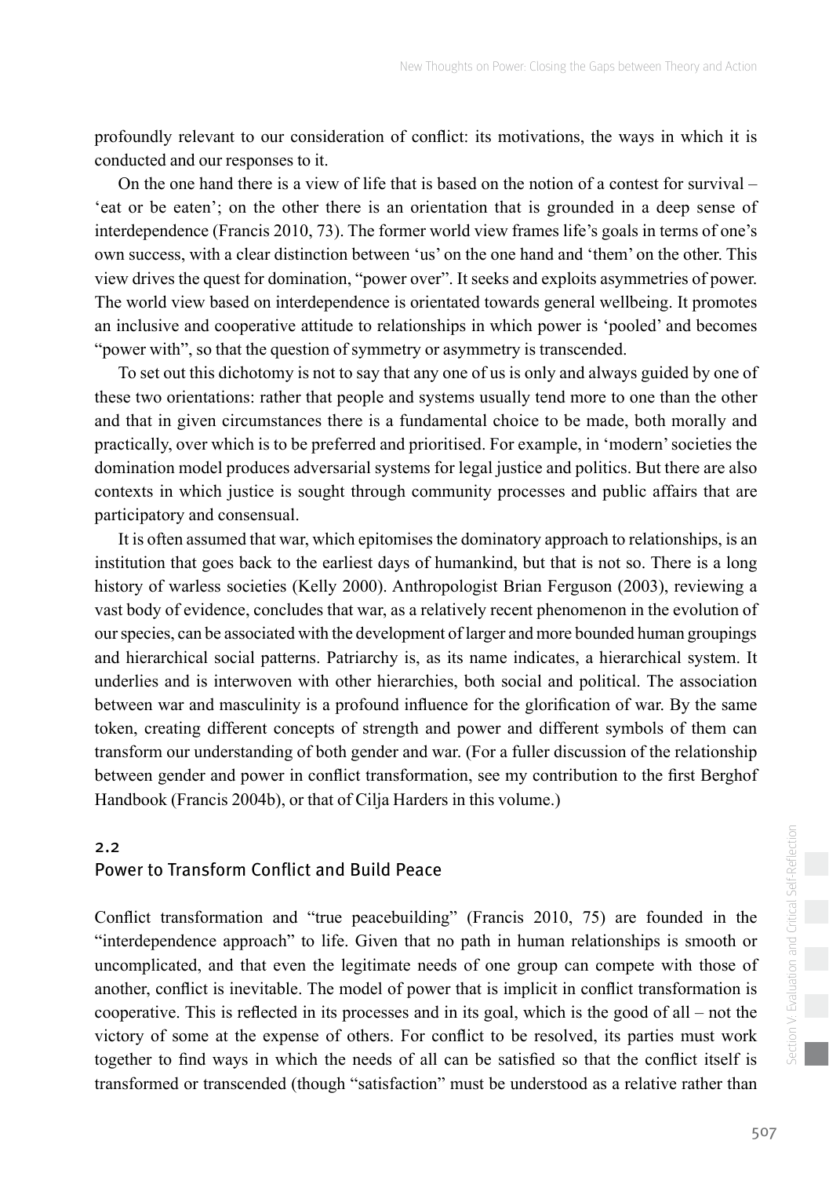profoundly relevant to our consideration of conflict: its motivations, the ways in which it is conducted and our responses to it.

On the one hand there is a view of life that is based on the notion of a contest for survival – 'eat or be eaten'; on the other there is an orientation that is grounded in a deep sense of interdependence (Francis 2010, 73). The former world view frames life's goals in terms of one's own success, with a clear distinction between 'us' on the one hand and 'them' on the other. This view drives the quest for domination, "power over". It seeks and exploits asymmetries of power. The world view based on interdependence is orientated towards general wellbeing. It promotes an inclusive and cooperative attitude to relationships in which power is 'pooled' and becomes "power with", so that the question of symmetry or asymmetry is transcended.

To set out this dichotomy is not to say that any one of us is only and always guided by one of these two orientations: rather that people and systems usually tend more to one than the other and that in given circumstances there is a fundamental choice to be made, both morally and practically, over which is to be preferred and prioritised. For example, in 'modern' societies the domination model produces adversarial systems for legal justice and politics. But there are also contexts in which justice is sought through community processes and public affairs that are participatory and consensual.

It is often assumed that war, which epitomises the dominatory approach to relationships, is an institution that goes back to the earliest days of humankind, but that is not so. There is a long history of warless societies (Kelly 2000). Anthropologist Brian Ferguson (2003), reviewing a vast body of evidence, concludes that war, as a relatively recent phenomenon in the evolution of our species, can be associated with the development of larger and more bounded human groupings and hierarchical social patterns. Patriarchy is, as its name indicates, a hierarchical system. It underlies and is interwoven with other hierarchies, both social and political. The association between war and masculinity is a profound influence for the glorification of war. By the same token, creating different concepts of strength and power and different symbols of them can transform our understanding of both gender and war. (For a fuller discussion of the relationship between gender and power in conflict transformation, see my contribution to the first Berghof Handbook (Francis 2004b), or that of Cilja Harders in this volume.)

## 2.2 Power to Transform Conflict and Build Peace

Conflict transformation and "true peacebuilding" (Francis 2010, 75) are founded in the "interdependence approach" to life. Given that no path in human relationships is smooth or uncomplicated, and that even the legitimate needs of one group can compete with those of another, conflict is inevitable. The model of power that is implicit in conflict transformation is cooperative. This is reflected in its processes and in its goal, which is the good of all – not the victory of some at the expense of others. For conflict to be resolved, its parties must work together to find ways in which the needs of all can be satisfied so that the conflict itself is transformed or transcended (though "satisfaction" must be understood as a relative rather than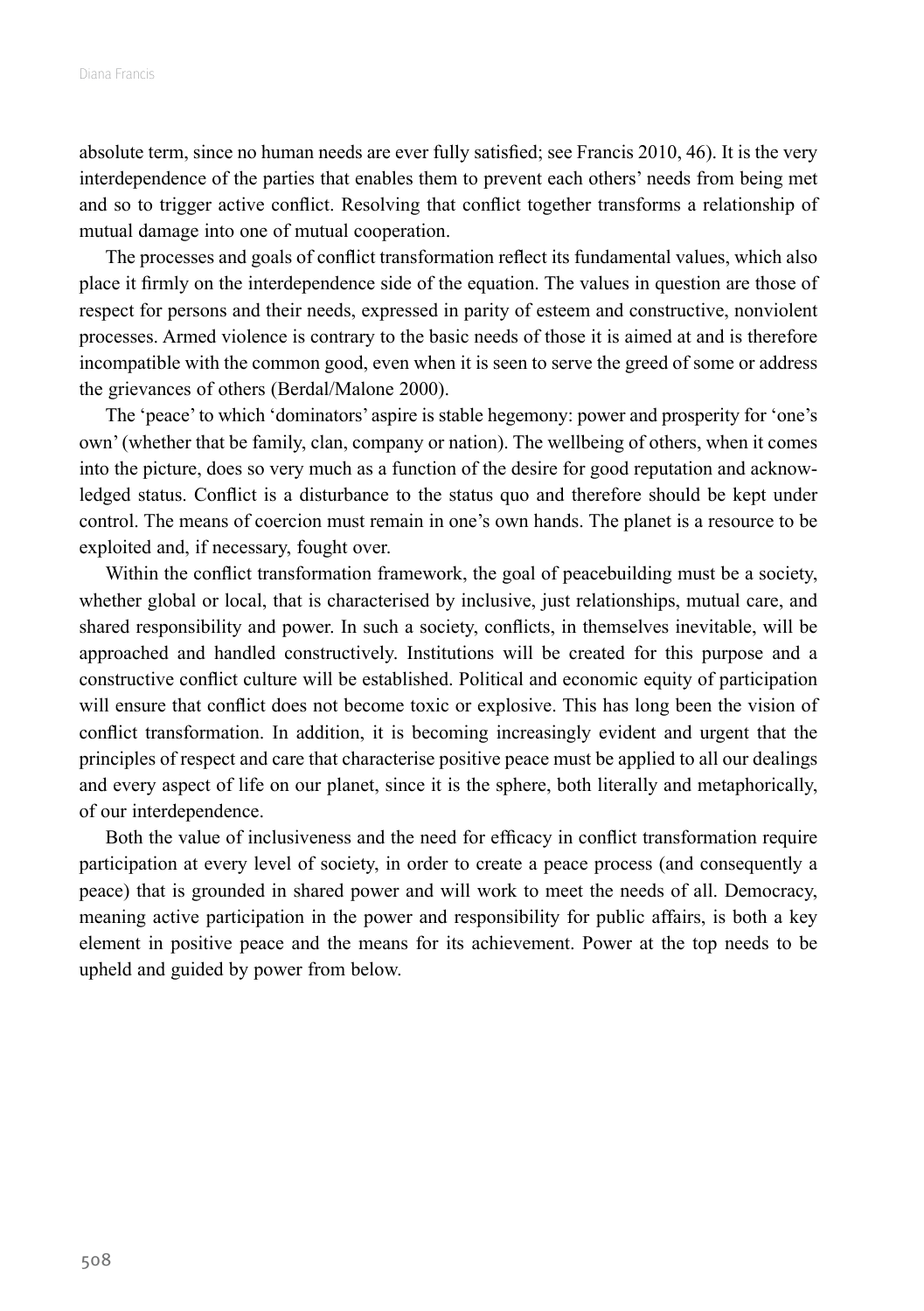absolute term, since no human needs are ever fully satisfied; see Francis 2010, 46). It is the very interdependence of the parties that enables them to prevent each others' needs from being met and so to trigger active conflict. Resolving that conflict together transforms a relationship of mutual damage into one of mutual cooperation.

The processes and goals of conflict transformation reflect its fundamental values, which also place it firmly on the interdependence side of the equation. The values in question are those of respect for persons and their needs, expressed in parity of esteem and constructive, nonviolent processes. Armed violence is contrary to the basic needs of those it is aimed at and is therefore incompatible with the common good, even when it is seen to serve the greed of some or address the grievances of others (Berdal/Malone 2000).

The 'peace' to which 'dominators' aspire is stable hegemony: power and prosperity for 'one's own' (whether that be family, clan, company or nation). The wellbeing of others, when it comes into the picture, does so very much as a function of the desire for good reputation and acknowledged status. Conflict is a disturbance to the status quo and therefore should be kept under control. The means of coercion must remain in one's own hands. The planet is a resource to be exploited and, if necessary, fought over.

Within the conflict transformation framework, the goal of peacebuilding must be a society, whether global or local, that is characterised by inclusive, just relationships, mutual care, and shared responsibility and power. In such a society, conflicts, in themselves inevitable, will be approached and handled constructively. Institutions will be created for this purpose and a constructive conflict culture will be established. Political and economic equity of participation will ensure that conflict does not become toxic or explosive. This has long been the vision of conflict transformation. In addition, it is becoming increasingly evident and urgent that the principles of respect and care that characterise positive peace must be applied to all our dealings and every aspect of life on our planet, since it is the sphere, both literally and metaphorically, of our interdependence.

Both the value of inclusiveness and the need for efficacy in conflict transformation require participation at every level of society, in order to create a peace process (and consequently a peace) that is grounded in shared power and will work to meet the needs of all. Democracy, meaning active participation in the power and responsibility for public affairs, is both a key element in positive peace and the means for its achievement. Power at the top needs to be upheld and guided by power from below.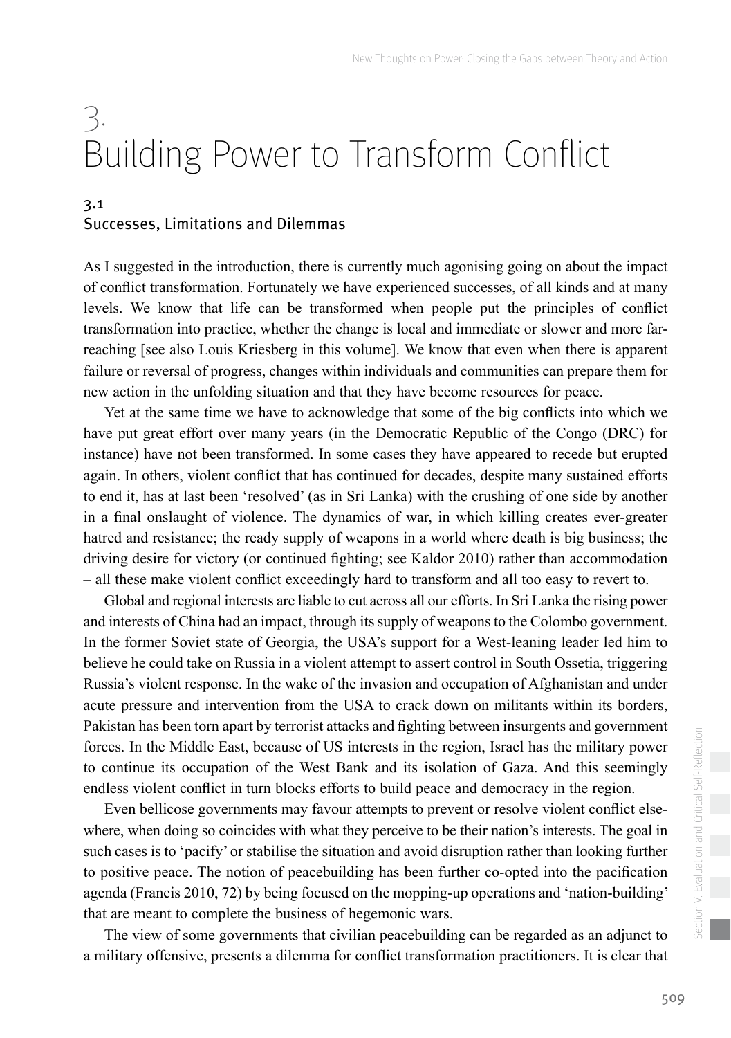# 3. Building Power to Transform Conflict

## 3.1 Successes, Limitations and Dilemmas

As I suggested in the introduction, there is currently much agonising going on about the impact of conflict transformation. Fortunately we have experienced successes, of all kinds and at many levels. We know that life can be transformed when people put the principles of conflict transformation into practice, whether the change is local and immediate or slower and more far-reaching [see also Louis Kriesberg in this volume]. We know that even when there is apparent failure or reversal of progress, changes within individuals and communities can prepare them for new action in the unfolding situation and that they have become resources for peace.

Yet at the same time we have to acknowledge that some of the big conflicts into which we have put great effort over many years (in the Democratic Republic of the Congo (DRC) for instance) have not been transformed. In some cases they have appeared to recede but erupted again. In others, violent conflict that has continued for decades, despite many sustained efforts to end it, has at last been 'resolved' (as in Sri Lanka) with the crushing of one side by another in a final onslaught of violence. The dynamics of war, in which killing creates ever-greater hatred and resistance; the ready supply of weapons in a world where death is big business; the driving desire for victory (or continued fighting; see Kaldor 2010) rather than accommodation – all these make violent conflict exceedingly hard to transform and all too easy to revert to.

Global and regional interests are liable to cut across all our efforts. In Sri Lanka the rising power and interests of China had an impact, through its supply of weapons to the Colombo government. In the former Soviet state of Georgia, the USA's support for a West-leaning leader led him to believe he could take on Russia in a violent attempt to assert control in South Ossetia, triggering Russia's violent response. In the wake of the invasion and occupation of Afghanistan and under acute pressure and intervention from the USA to crack down on militants within its borders, Pakistan has been torn apart by terrorist attacks and fighting between insurgents and government forces. In the Middle East, because of US interests in the region, Israel has the military power to continue its occupation of the West Bank and its isolation of Gaza. And this seemingly endless violent conflict in turn blocks efforts to build peace and democracy in the region.

Even bellicose governments may favour attempts to prevent or resolve violent conflict elsewhere, when doing so coincides with what they perceive to be their nation's interests. The goal in such cases is to 'pacify' or stabilise the situation and avoid disruption rather than looking further to positive peace. The notion of peacebuilding has been further co-opted into the pacification agenda (Francis 2010, 72) by being focused on the mopping-up operations and 'nation-building' that are meant to complete the business of hegemonic wars.

The view of some governments that civilian peacebuilding can be regarded as an adjunct to a military offensive, presents a dilemma for conflict transformation practitioners. It is clear that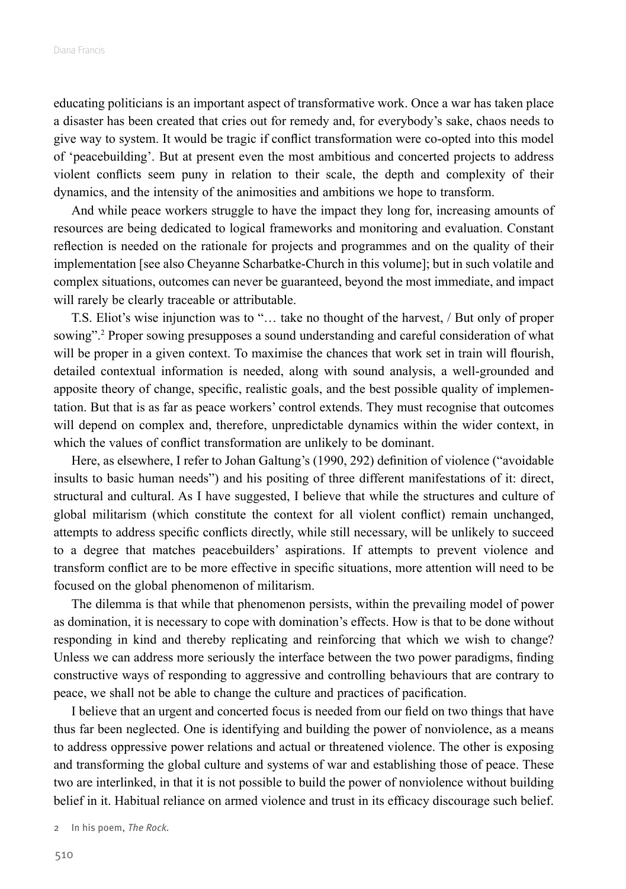educating politicians is an important aspect of transformative work. Once a war has taken place a disaster has been created that cries out for remedy and, for everybody's sake, chaos needs to give way to system. It would be tragic if conflict transformation were co-opted into this model of 'peacebuilding'. But at present even the most ambitious and concerted projects to address violent conflicts seem puny in relation to their scale, the depth and complexity of their dynamics, and the intensity of the animosities and ambitions we hope to transform.

And while peace workers struggle to have the impact they long for, increasing amounts of resources are being dedicated to logical frameworks and monitoring and evaluation. Constant reflection is needed on the rationale for projects and programmes and on the quality of their implementation [see also Cheyanne Scharbatke-Church in this volume]; but in such volatile and complex situations, outcomes can never be guaranteed, beyond the most immediate, and impact will rarely be clearly traceable or attributable.

T.S. Eliot's wise injunction was to "… take no thought of the harvest, / But only of proper sowing".[2] Proper sowing presupposes a sound understanding and careful consideration of what will be proper in a given context. To maximise the chances that work set in train will flourish, detailed contextual information is needed, along with sound analysis, a well-grounded and apposite theory of change, specific, realistic goals, and the best possible quality of implementation. But that is as far as peace workers' control extends. They must recognise that outcomes will depend on complex and, therefore, unpredictable dynamics within the wider context, in which the values of conflict transformation are unlikely to be dominant.

Here, as elsewhere, I refer to Johan Galtung's (1990, 292) definition of violence ("avoidable insults to basic human needs") and his positing of three different manifestations of it: direct, structural and cultural. As I have suggested, I believe that while the structures and culture of global militarism (which constitute the context for all violent conflict) remain unchanged, attempts to address specific conflicts directly, while still necessary, will be unlikely to succeed to a degree that matches peacebuilders' aspirations. If attempts to prevent violence and transform conflict are to be more effective in specific situations, more attention will need to be focused on the global phenomenon of militarism.

The dilemma is that while that phenomenon persists, within the prevailing model of power as domination, it is necessary to cope with domination's effects. How is that to be done without responding in kind and thereby replicating and reinforcing that which we wish to change? Unless we can address more seriously the interface between the two power paradigms, finding constructive ways of responding to aggressive and controlling behaviours that are contrary to peace, we shall not be able to change the culture and practices of pacification.

I believe that an urgent and concerted focus is needed from our field on two things that have thus far been neglected. One is identifying and building the power of nonviolence, as a means to address oppressive power relations and actual or threatened violence. The other is exposing and transforming the global culture and systems of war and establishing those of peace. These two are interlinked, in that it is not possible to build the power of nonviolence without building belief in it. Habitual reliance on armed violence and trust in its efficacy discourage such belief.

2 In his poem, *The Rock*.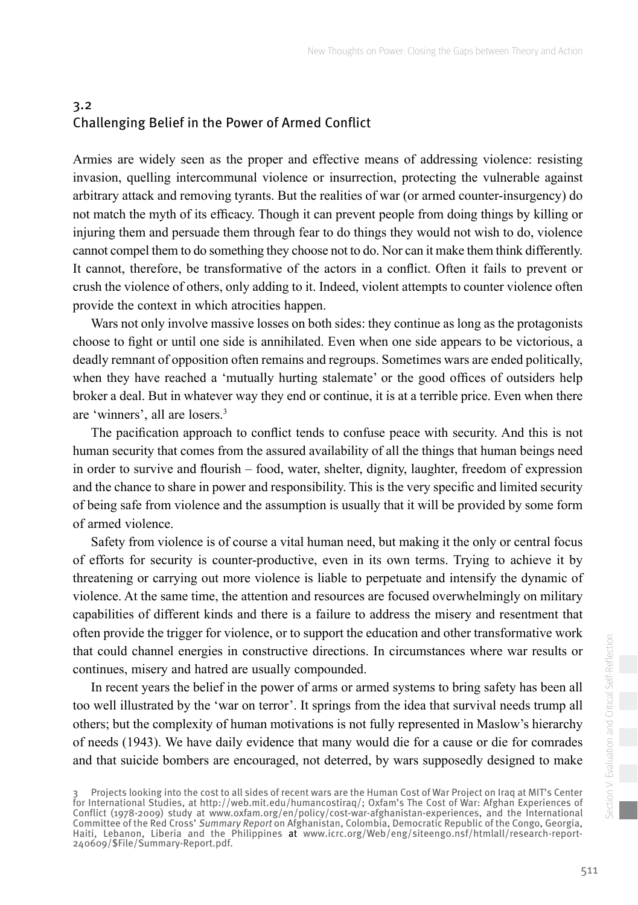## 3.2 Challenging Belief in the Power of Armed Conflict

Armies are widely seen as the proper and effective means of addressing violence: resisting invasion, quelling intercommunal violence or insurrection, protecting the vulnerable against arbitrary attack and removing tyrants. But the realities of war (or armed counter-insurgency) do not match the myth of its efficacy. Though it can prevent people from doing things by killing or injuring them and persuade them through fear to do things they would not wish to do, violence cannot compel them to do something they choose not to do. Nor can it make them think differently. It cannot, therefore, be transformative of the actors in a conflict. Often it fails to prevent or crush the violence of others, only adding to it. Indeed, violent attempts to counter violence often provide the context in which atrocities happen.

Wars not only involve massive losses on both sides: they continue as long as the protagonists choose to fight or until one side is annihilated. Even when one side appears to be victorious, a deadly remnant of opposition often remains and regroups. Sometimes wars are ended politically, when they have reached a 'mutually hurting stalemate' or the good offices of outsiders help broker a deal. But in whatever way they end or continue, it is at a terrible price. Even when there are 'winners', all are losers.[3]

The pacification approach to conflict tends to confuse peace with security. And this is not human security that comes from the assured availability of all the things that human beings need in order to survive and flourish – food, water, shelter, dignity, laughter, freedom of expression and the chance to share in power and responsibility. This is the very specific and limited security of being safe from violence and the assumption is usually that it will be provided by some form of armed violence.

Safety from violence is of course a vital human need, but making it the only or central focus of efforts for security is counter-productive, even in its own terms. Trying to achieve it by threatening or carrying out more violence is liable to perpetuate and intensify the dynamic of violence. At the same time, the attention and resources are focused overwhelmingly on military capabilities of different kinds and there is a failure to address the misery and resentment that often provide the trigger for violence, or to support the education and other transformative work that could channel energies in constructive directions. In circumstances where war results or continues, misery and hatred are usually compounded.

In recent years the belief in the power of arms or armed systems to bring safety has been all too well illustrated by the 'war on terror'. It springs from the idea that survival needs trump all others; but the complexity of human motivations is not fully represented in Maslow's hierarchy of needs (1943). We have daily evidence that many would die for a cause or die for comrades and that suicide bombers are encouraged, not deterred, by wars supposedly designed to make

3 Projects looking into the cost to all sides of recent wars are the Human Cost of War Project on Iraq at MIT's Center for International Studies, at http://web.mit.edu/humancostiraq/; Oxfam's The Cost of War: Afghan Experiences of Conflict (1978-2009) study at www.oxfam.org/en/policy/cost-war-afghanistan-experiences, and the International Committee of the Red Cross' *Summary Report* on Afghanistan, Colombia, Democratic Republic of the Congo, Georgia, Haiti, Lebanon, Liberia and the Philippines at www.icrc.org/Web/eng/siteengo.nsf/htmlall/research-report-240609/$File/Summary-Report.pdf.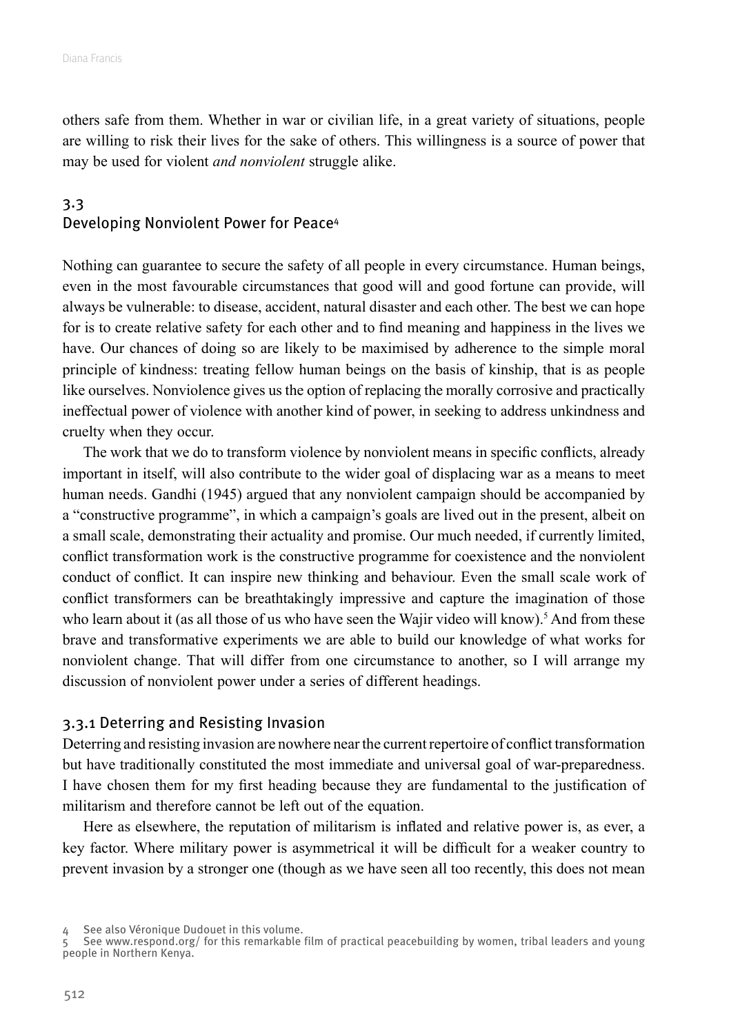others safe from them. Whether in war or civilian life, in a great variety of situations, people are willing to risk their lives for the sake of others. This willingness is a source of power that may be used for violent *and nonviolent* struggle alike.

## 3.3 Developing Nonviolent Power for Peace[4]

Nothing can guarantee to secure the safety of all people in every circumstance. Human beings, even in the most favourable circumstances that good will and good fortune can provide, will always be vulnerable: to disease, accident, natural disaster and each other. The best we can hope for is to create relative safety for each other and to find meaning and happiness in the lives we have. Our chances of doing so are likely to be maximised by adherence to the simple moral principle of kindness: treating fellow human beings on the basis of kinship, that is as people like ourselves. Nonviolence gives us the option of replacing the morally corrosive and practically ineffectual power of violence with another kind of power, in seeking to address unkindness and cruelty when they occur.

The work that we do to transform violence by nonviolent means in specific conflicts, already important in itself, will also contribute to the wider goal of displacing war as a means to meet human needs. Gandhi (1945) argued that any nonviolent campaign should be accompanied by a "constructive programme", in which a campaign's goals are lived out in the present, albeit on a small scale, demonstrating their actuality and promise. Our much needed, if currently limited, conflict transformation work is the constructive programme for coexistence and the nonviolent conduct of conflict. It can inspire new thinking and behaviour. Even the small scale work of conflict transformers can be breathtakingly impressive and capture the imagination of those who learn about it (as all those of us who have seen the Wajir video will know).[5] And from these brave and transformative experiments we are able to build our knowledge of what works for nonviolent change. That will differ from one circumstance to another, so I will arrange my discussion of nonviolent power under a series of different headings.

### 3.3.1 Deterring and Resisting Invasion

Deterring and resisting invasion are nowhere near the current repertoire of conflict transformation but have traditionally constituted the most immediate and universal goal of war-preparedness. I have chosen them for my first heading because they are fundamental to the justification of militarism and therefore cannot be left out of the equation.

Here as elsewhere, the reputation of militarism is inflated and relative power is, as ever, a key factor. Where military power is asymmetrical it will be difficult for a weaker country to prevent invasion by a stronger one (though as we have seen all too recently, this does not mean

4 See also Véronique Dudouet in this volume.

5 See www.respond.org/ for this remarkable film of practical peacebuilding by women, tribal leaders and young people in Northern Kenya.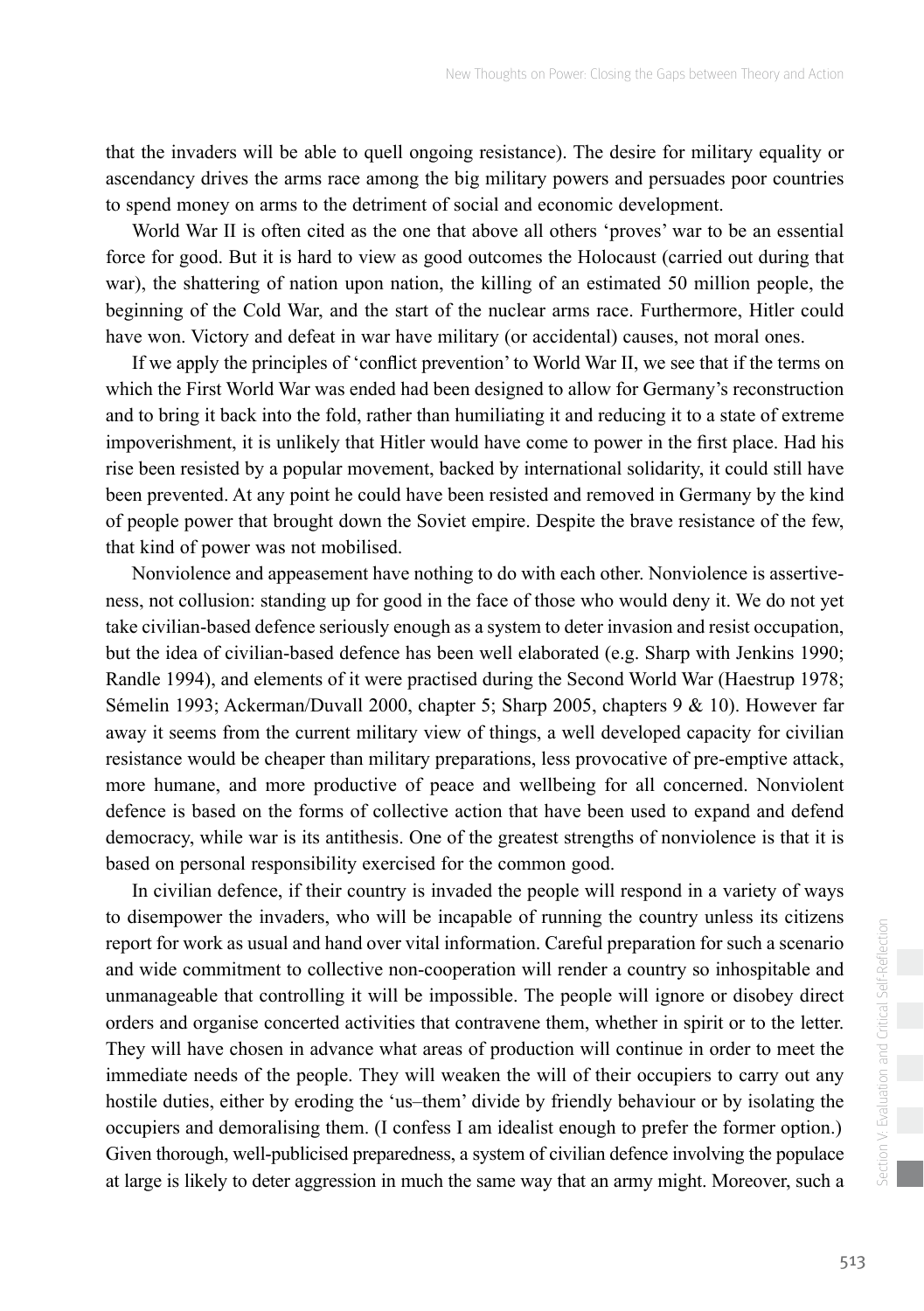that the invaders will be able to quell ongoing resistance). The desire for military equality or ascendancy drives the arms race among the big military powers and persuades poor countries to spend money on arms to the detriment of social and economic development.

World War II is often cited as the one that above all others 'proves' war to be an essential force for good. But it is hard to view as good outcomes the Holocaust (carried out during that war), the shattering of nation upon nation, the killing of an estimated 50 million people, the beginning of the Cold War, and the start of the nuclear arms race. Furthermore, Hitler could have won. Victory and defeat in war have military (or accidental) causes, not moral ones.

If we apply the principles of 'conflict prevention' to World War II, we see that if the terms on which the First World War was ended had been designed to allow for Germany's reconstruction and to bring it back into the fold, rather than humiliating it and reducing it to a state of extreme impoverishment, it is unlikely that Hitler would have come to power in the first place. Had his rise been resisted by a popular movement, backed by international solidarity, it could still have been prevented. At any point he could have been resisted and removed in Germany by the kind of people power that brought down the Soviet empire. Despite the brave resistance of the few, that kind of power was not mobilised.

Nonviolence and appeasement have nothing to do with each other. Nonviolence is assertiveness, not collusion: standing up for good in the face of those who would deny it. We do not yet take civilian-based defence seriously enough as a system to deter invasion and resist occupation, but the idea of civilian-based defence has been well elaborated (e.g. Sharp with Jenkins 1990; Randle 1994), and elements of it were practised during the Second World War (Haestrup 1978; Sémelin 1993; Ackerman/Duvall 2000, chapter 5; Sharp 2005, chapters 9 & 10). However far away it seems from the current military view of things, a well developed capacity for civilian resistance would be cheaper than military preparations, less provocative of pre-emptive attack, more humane, and more productive of peace and wellbeing for all concerned. Nonviolent defence is based on the forms of collective action that have been used to expand and defend democracy, while war is its antithesis. One of the greatest strengths of nonviolence is that it is based on personal responsibility exercised for the common good.

In civilian defence, if their country is invaded the people will respond in a variety of ways to disempower the invaders, who will be incapable of running the country unless its citizens report for work as usual and hand over vital information. Careful preparation for such a scenario and wide commitment to collective non-cooperation will render a country so inhospitable and unmanageable that controlling it will be impossible. The people will ignore or disobey direct orders and organise concerted activities that contravene them, whether in spirit or to the letter. They will have chosen in advance what areas of production will continue in order to meet the immediate needs of the people. They will weaken the will of their occupiers to carry out any hostile duties, either by eroding the 'us–them' divide by friendly behaviour or by isolating the occupiers and demoralising them. (I confess I am idealist enough to prefer the former option.) Given thorough, well-publicised preparedness, a system of civilian defence involving the populace at large is likely to deter aggression in much the same way that an army might. Moreover, such a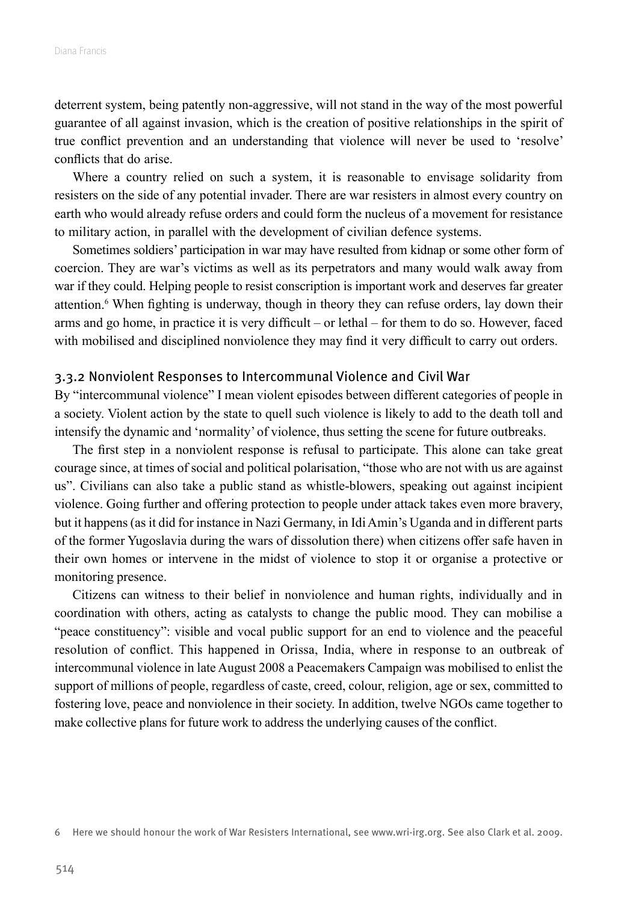deterrent system, being patently non-aggressive, will not stand in the way of the most powerful guarantee of all against invasion, which is the creation of positive relationships in the spirit of true conflict prevention and an understanding that violence will never be used to 'resolve' conflicts that do arise.

Where a country relied on such a system, it is reasonable to envisage solidarity from resisters on the side of any potential invader. There are war resisters in almost every country on earth who would already refuse orders and could form the nucleus of a movement for resistance to military action, in parallel with the development of civilian defence systems.

Sometimes soldiers' participation in war may have resulted from kidnap or some other form of coercion. They are war's victims as well as its perpetrators and many would walk away from war if they could. Helping people to resist conscription is important work and deserves far greater attention.[6] When fighting is underway, though in theory they can refuse orders, lay down their arms and go home, in practice it is very difficult – or lethal – for them to do so. However, faced with mobilised and disciplined nonviolence they may find it very difficult to carry out orders.

### 3.3.2 Nonviolent Responses to Intercommunal Violence and Civil War

By "intercommunal violence" I mean violent episodes between different categories of people in a society. Violent action by the state to quell such violence is likely to add to the death toll and intensify the dynamic and 'normality' of violence, thus setting the scene for future outbreaks.

The first step in a nonviolent response is refusal to participate. This alone can take great courage since, at times of social and political polarisation, "those who are not with us are against us". Civilians can also take a public stand as whistle-blowers, speaking out against incipient violence. Going further and offering protection to people under attack takes even more bravery, but it happens (as it did for instance in Nazi Germany, in Idi Amin's Uganda and in different parts of the former Yugoslavia during the wars of dissolution there) when citizens offer safe haven in their own homes or intervene in the midst of violence to stop it or organise a protective or monitoring presence.

Citizens can witness to their belief in nonviolence and human rights, individually and in coordination with others, acting as catalysts to change the public mood. They can mobilise a "peace constituency": visible and vocal public support for an end to violence and the peaceful resolution of conflict. This happened in Orissa, India, where in response to an outbreak of intercommunal violence in late August 2008 a Peacemakers Campaign was mobilised to enlist the support of millions of people, regardless of caste, creed, colour, religion, age or sex, committed to fostering love, peace and nonviolence in their society. In addition, twelve NGOs came together to make collective plans for future work to address the underlying causes of the conflict.

6 Here we should honour the work of War Resisters International, see www.wri-irg.org. See also Clark et al. 2009.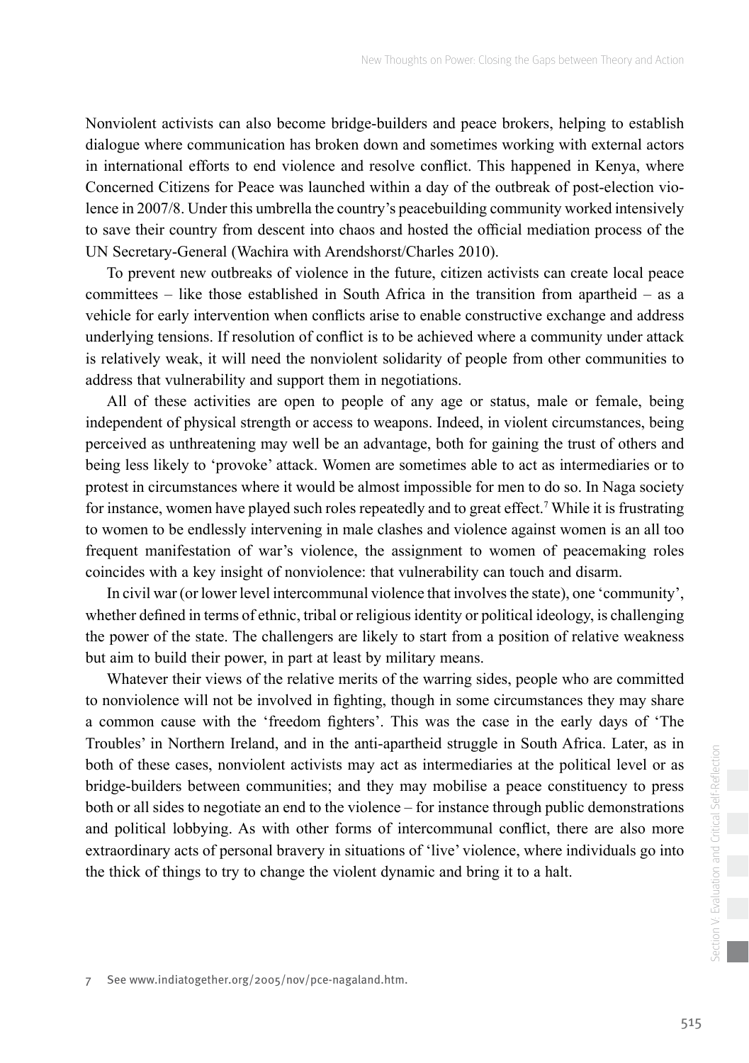Nonviolent activists can also become bridge-builders and peace brokers, helping to establish dialogue where communication has broken down and sometimes working with external actors in international efforts to end violence and resolve conflict. This happened in Kenya, where Concerned Citizens for Peace was launched within a day of the outbreak of post-election violence in 2007/8. Under this umbrella the country's peacebuilding community worked intensively to save their country from descent into chaos and hosted the official mediation process of the UN Secretary-General (Wachira with Arendshorst/Charles 2010).

To prevent new outbreaks of violence in the future, citizen activists can create local peace committees – like those established in South Africa in the transition from apartheid – as a vehicle for early intervention when conflicts arise to enable constructive exchange and address underlying tensions. If resolution of conflict is to be achieved where a community under attack is relatively weak, it will need the nonviolent solidarity of people from other communities to address that vulnerability and support them in negotiations.

All of these activities are open to people of any age or status, male or female, being independent of physical strength or access to weapons. Indeed, in violent circumstances, being perceived as unthreatening may well be an advantage, both for gaining the trust of others and being less likely to 'provoke' attack. Women are sometimes able to act as intermediaries or to protest in circumstances where it would be almost impossible for men to do so. In Naga society for instance, women have played such roles repeatedly and to great effect.[7] While it is frustrating to women to be endlessly intervening in male clashes and violence against women is an all too frequent manifestation of war's violence, the assignment to women of peacemaking roles coincides with a key insight of nonviolence: that vulnerability can touch and disarm.

In civil war (or lower level intercommunal violence that involves the state), one 'community', whether defined in terms of ethnic, tribal or religious identity or political ideology, is challenging the power of the state. The challengers are likely to start from a position of relative weakness but aim to build their power, in part at least by military means.

Whatever their views of the relative merits of the warring sides, people who are committed to nonviolence will not be involved in fighting, though in some circumstances they may share a common cause with the 'freedom fighters'. This was the case in the early days of 'The Troubles' in Northern Ireland, and in the anti-apartheid struggle in South Africa. Later, as in both of these cases, nonviolent activists may act as intermediaries at the political level or as bridge-builders between communities; and they may mobilise a peace constituency to press both or all sides to negotiate an end to the violence – for instance through public demonstrations and political lobbying. As with other forms of intercommunal conflict, there are also more extraordinary acts of personal bravery in situations of 'live' violence, where individuals go into the thick of things to try to change the violent dynamic and bring it to a halt.

7 See www.indiatogether.org/2005/nov/pce-nagaland.htm.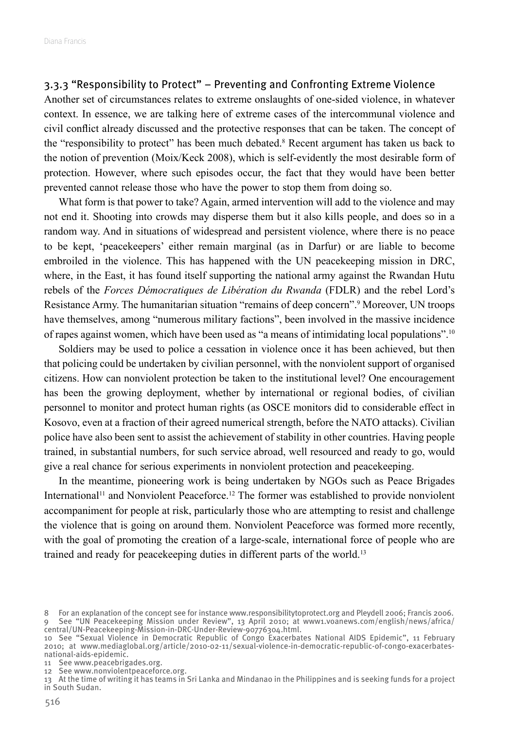### 3.3.3 "Responsibility to Protect" – Preventing and Confronting Extreme Violence

Another set of circumstances relates to extreme onslaughts of one-sided violence, in whatever context. In essence, we are talking here of extreme cases of the intercommunal violence and civil conflict already discussed and the protective responses that can be taken. The concept of the "responsibility to protect" has been much debated.[8] Recent argument has taken us back to the notion of prevention (Moix/Keck 2008), which is self-evidently the most desirable form of protection. However, where such episodes occur, the fact that they would have been better prevented cannot release those who have the power to stop them from doing so.

What form is that power to take? Again, armed intervention will add to the violence and may not end it. Shooting into crowds may disperse them but it also kills people, and does so in a random way. And in situations of widespread and persistent violence, where there is no peace to be kept, 'peacekeepers' either remain marginal (as in Darfur) or are liable to become embroiled in the violence. This has happened with the UN peacekeeping mission in DRC, where, in the East, it has found itself supporting the national army against the Rwandan Hutu rebels of the *Forces Démocratiques de Libération du Rwanda* (FDLR) and the rebel Lord's Resistance Army. The humanitarian situation "remains of deep concern".[9] Moreover, UN troops have themselves, among "numerous military factions", been involved in the massive incidence of rapes against women, which have been used as "a means of intimidating local populations".[10]

Soldiers may be used to police a cessation in violence once it has been achieved, but then that policing could be undertaken by civilian personnel, with the nonviolent support of organised citizens. How can nonviolent protection be taken to the institutional level? One encouragement has been the growing deployment, whether by international or regional bodies, of civilian personnel to monitor and protect human rights (as OSCE monitors did to considerable effect in Kosovo, even at a fraction of their agreed numerical strength, before the NATO attacks). Civilian police have also been sent to assist the achievement of stability in other countries. Having people trained, in substantial numbers, for such service abroad, well resourced and ready to go, would give a real chance for serious experiments in nonviolent protection and peacekeeping.

In the meantime, pioneering work is being undertaken by NGOs such as Peace Brigades International[11] and Nonviolent Peaceforce.[12] The former was established to provide nonviolent accompaniment for people at risk, particularly those who are attempting to resist and challenge the violence that is going on around them. Nonviolent Peaceforce was formed more recently, with the goal of promoting the creation of a large-scale, international force of people who are trained and ready for peacekeeping duties in different parts of the world.[13]

---

8 For an explanation of the concept see for instance www.responsibilitytoprotect.org and Pleydell 2006; Francis 2006.

9 See "UN Peacekeeping Mission under Review", 13 April 2010; at www1.voanews.com/english/news/africa/central/UN-Peacekeeping-Mission-in-DRC-Under-Review-90776304.html.

10 See "Sexual Violence in Democratic Republic of Congo Exacerbates National AIDS Epidemic", 11 February 2010; at www.mediaglobal.org/article/2010-02-11/sexual-violence-in-democratic-republic-of-congo-exacerbates-national-aids-epidemic.

11 See www.peacebrigades.org.

12 See www.nonviolentpeaceforce.org.

13 At the time of writing it has teams in Sri Lanka and Mindanao in the Philippines and is seeking funds for a project in South Sudan.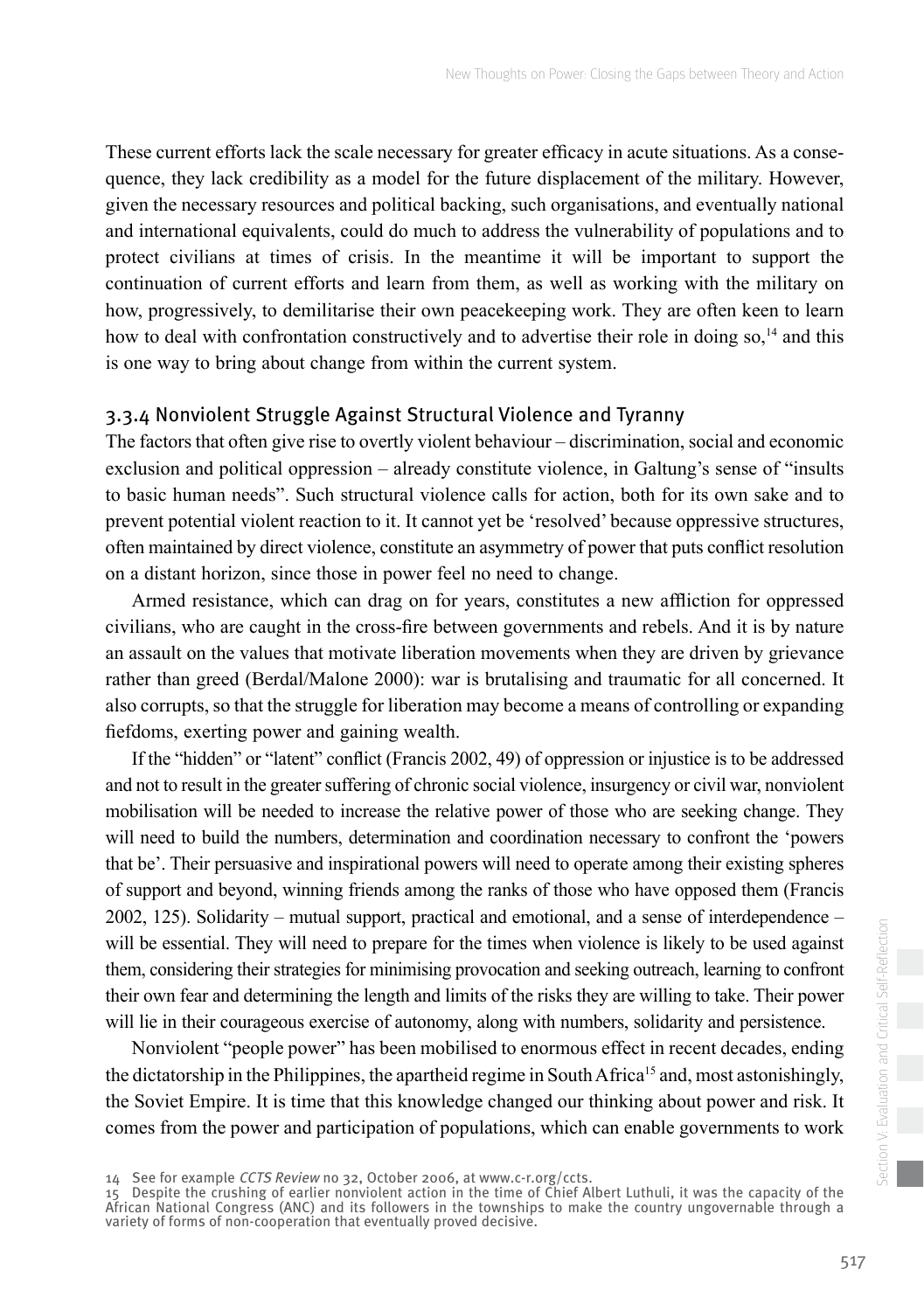These current efforts lack the scale necessary for greater efficacy in acute situations. As a consequence, they lack credibility as a model for the future displacement of the military. However, given the necessary resources and political backing, such organisations, and eventually national and international equivalents, could do much to address the vulnerability of populations and to protect civilians at times of crisis. In the meantime it will be important to support the continuation of current efforts and learn from them, as well as working with the military on how, progressively, to demilitarise their own peacekeeping work. They are often keen to learn how to deal with confrontation constructively and to advertise their role in doing so,[14] and this is one way to bring about change from within the current system.

### 3.3.4 Nonviolent Struggle Against Structural Violence and Tyranny

The factors that often give rise to overtly violent behaviour – discrimination, social and economic exclusion and political oppression – already constitute violence, in Galtung's sense of "insults to basic human needs". Such structural violence calls for action, both for its own sake and to prevent potential violent reaction to it. It cannot yet be 'resolved' because oppressive structures, often maintained by direct violence, constitute an asymmetry of power that puts conflict resolution on a distant horizon, since those in power feel no need to change.

Armed resistance, which can drag on for years, constitutes a new affliction for oppressed civilians, who are caught in the cross-fire between governments and rebels. And it is by nature an assault on the values that motivate liberation movements when they are driven by grievance rather than greed (Berdal/Malone 2000): war is brutalising and traumatic for all concerned. It also corrupts, so that the struggle for liberation may become a means of controlling or expanding fiefdoms, exerting power and gaining wealth.

If the "hidden" or "latent" conflict (Francis 2002, 49) of oppression or injustice is to be addressed and not to result in the greater suffering of chronic social violence, insurgency or civil war, nonviolent mobilisation will be needed to increase the relative power of those who are seeking change. They will need to build the numbers, determination and coordination necessary to confront the 'powers that be'. Their persuasive and inspirational powers will need to operate among their existing spheres of support and beyond, winning friends among the ranks of those who have opposed them (Francis 2002, 125). Solidarity – mutual support, practical and emotional, and a sense of interdependence – will be essential. They will need to prepare for the times when violence is likely to be used against them, considering their strategies for minimising provocation and seeking outreach, learning to confront their own fear and determining the length and limits of the risks they are willing to take. Their power will lie in their courageous exercise of autonomy, along with numbers, solidarity and persistence.

Nonviolent "people power" has been mobilised to enormous effect in recent decades, ending the dictatorship in the Philippines, the apartheid regime in South Africa[15] and, most astonishingly, the Soviet Empire. It is time that this knowledge changed our thinking about power and risk. It comes from the power and participation of populations, which can enable governments to work

14 See for example *CCTS Review* no 32, October 2006, at www.c-r.org/ccts.

15 Despite the crushing of earlier nonviolent action in the time of Chief Albert Luthuli, it was the capacity of the African National Congress (ANC) and its followers in the townships to make the country ungovernable through a variety of forms of non-cooperation that eventually proved decisive.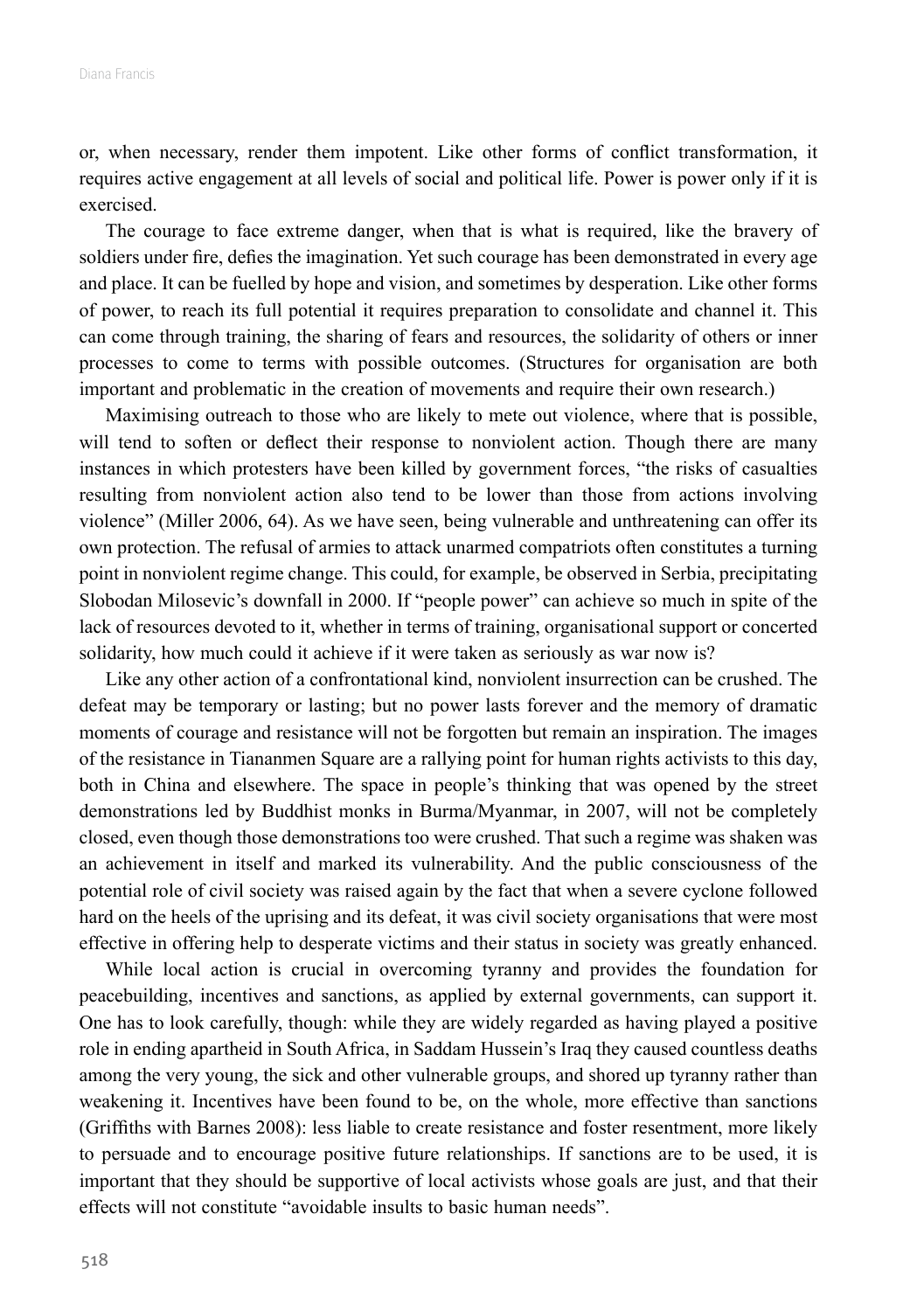or, when necessary, render them impotent. Like other forms of conflict transformation, it requires active engagement at all levels of social and political life. Power is power only if it is exercised.

The courage to face extreme danger, when that is what is required, like the bravery of soldiers under fire, defies the imagination. Yet such courage has been demonstrated in every age and place. It can be fuelled by hope and vision, and sometimes by desperation. Like other forms of power, to reach its full potential it requires preparation to consolidate and channel it. This can come through training, the sharing of fears and resources, the solidarity of others or inner processes to come to terms with possible outcomes. (Structures for organisation are both important and problematic in the creation of movements and require their own research.)

Maximising outreach to those who are likely to mete out violence, where that is possible, will tend to soften or deflect their response to nonviolent action. Though there are many instances in which protesters have been killed by government forces, "the risks of casualties resulting from nonviolent action also tend to be lower than those from actions involving violence" (Miller 2006, 64). As we have seen, being vulnerable and unthreatening can offer its own protection. The refusal of armies to attack unarmed compatriots often constitutes a turning point in nonviolent regime change. This could, for example, be observed in Serbia, precipitating Slobodan Milosevic's downfall in 2000. If "people power" can achieve so much in spite of the lack of resources devoted to it, whether in terms of training, organisational support or concerted solidarity, how much could it achieve if it were taken as seriously as war now is?

Like any other action of a confrontational kind, nonviolent insurrection can be crushed. The defeat may be temporary or lasting; but no power lasts forever and the memory of dramatic moments of courage and resistance will not be forgotten but remain an inspiration. The images of the resistance in Tiananmen Square are a rallying point for human rights activists to this day, both in China and elsewhere. The space in people's thinking that was opened by the street demonstrations led by Buddhist monks in Burma/Myanmar, in 2007, will not be completely closed, even though those demonstrations too were crushed. That such a regime was shaken was an achievement in itself and marked its vulnerability. And the public consciousness of the potential role of civil society was raised again by the fact that when a severe cyclone followed hard on the heels of the uprising and its defeat, it was civil society organisations that were most effective in offering help to desperate victims and their status in society was greatly enhanced.

While local action is crucial in overcoming tyranny and provides the foundation for peacebuilding, incentives and sanctions, as applied by external governments, can support it. One has to look carefully, though: while they are widely regarded as having played a positive role in ending apartheid in South Africa, in Saddam Hussein's Iraq they caused countless deaths among the very young, the sick and other vulnerable groups, and shored up tyranny rather than weakening it. Incentives have been found to be, on the whole, more effective than sanctions (Griffiths with Barnes 2008): less liable to create resistance and foster resentment, more likely to persuade and to encourage positive future relationships. If sanctions are to be used, it is important that they should be supportive of local activists whose goals are just, and that their effects will not constitute "avoidable insults to basic human needs".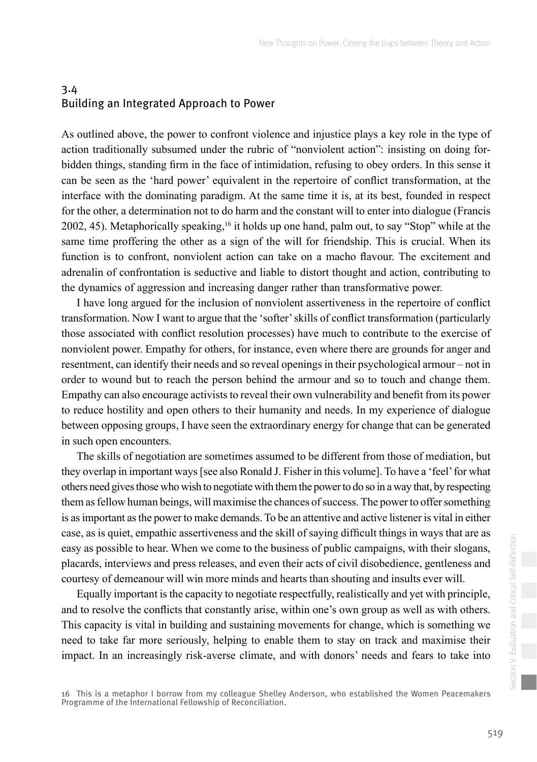## 3.4 Building an Integrated Approach to Power

As outlined above, the power to confront violence and injustice plays a key role in the type of action traditionally subsumed under the rubric of "nonviolent action": insisting on doing forbidden things, standing firm in the face of intimidation, refusing to obey orders. In this sense it can be seen as the 'hard power' equivalent in the repertoire of conflict transformation, at the interface with the dominating paradigm. At the same time it is, at its best, founded in respect for the other, a determination not to do harm and the constant will to enter into dialogue (Francis 2002, 45). Metaphorically speaking,[16] it holds up one hand, palm out, to say "Stop" while at the same time proffering the other as a sign of the will for friendship. This is crucial. When its function is to confront, nonviolent action can take on a macho flavour. The excitement and adrenalin of confrontation is seductive and liable to distort thought and action, contributing to the dynamics of aggression and increasing danger rather than transformative power.

I have long argued for the inclusion of nonviolent assertiveness in the repertoire of conflict transformation. Now I want to argue that the 'softer' skills of conflict transformation (particularly those associated with conflict resolution processes) have much to contribute to the exercise of nonviolent power. Empathy for others, for instance, even where there are grounds for anger and resentment, can identify their needs and so reveal openings in their psychological armour – not in order to wound but to reach the person behind the armour and so to touch and change them. Empathy can also encourage activists to reveal their own vulnerability and benefit from its power to reduce hostility and open others to their humanity and needs. In my experience of dialogue between opposing groups, I have seen the extraordinary energy for change that can be generated in such open encounters.

The skills of negotiation are sometimes assumed to be different from those of mediation, but they overlap in important ways [see also Ronald J. Fisher in this volume]. To have a 'feel' for what others need gives those who wish to negotiate with them the power to do so in a way that, by respecting them as fellow human beings, will maximise the chances of success. The power to offer something is as important as the power to make demands. To be an attentive and active listener is vital in either case, as is quiet, empathic assertiveness and the skill of saying difficult things in ways that are as easy as possible to hear. When we come to the business of public campaigns, with their slogans, placards, interviews and press releases, and even their acts of civil disobedience, gentleness and courtesy of demeanour will win more minds and hearts than shouting and insults ever will.

Equally important is the capacity to negotiate respectfully, realistically and yet with principle, and to resolve the conflicts that constantly arise, within one's own group as well as with others. This capacity is vital in building and sustaining movements for change, which is something we need to take far more seriously, helping to enable them to stay on track and maximise their impact. In an increasingly risk-averse climate, and with donors' needs and fears to take into

16 This is a metaphor I borrow from my colleague Shelley Anderson, who established the Women Peacemakers Programme of the International Fellowship of Reconciliation.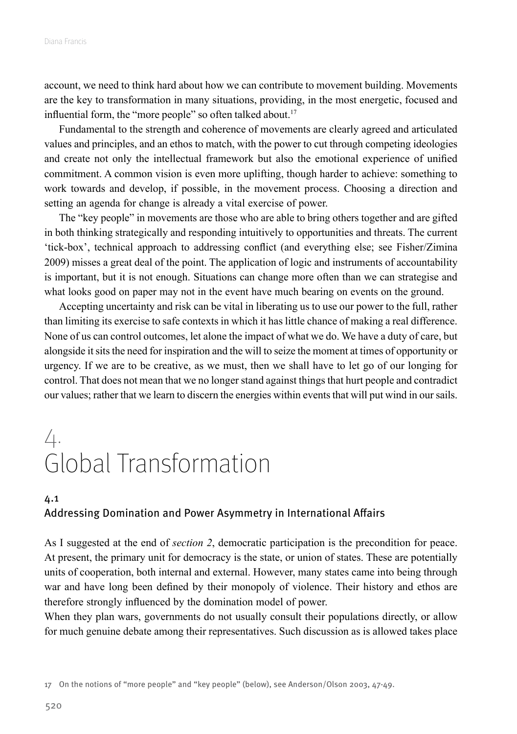account, we need to think hard about how we can contribute to movement building. Movements are the key to transformation in many situations, providing, in the most energetic, focused and influential form, the "more people" so often talked about.[17]

Fundamental to the strength and coherence of movements are clearly agreed and articulated values and principles, and an ethos to match, with the power to cut through competing ideologies and create not only the intellectual framework but also the emotional experience of unified commitment. A common vision is even more uplifting, though harder to achieve: something to work towards and develop, if possible, in the movement process. Choosing a direction and setting an agenda for change is already a vital exercise of power.

The "key people" in movements are those who are able to bring others together and are gifted in both thinking strategically and responding intuitively to opportunities and threats. The current 'tick-box', technical approach to addressing conflict (and everything else; see Fisher/Zimina 2009) misses a great deal of the point. The application of logic and instruments of accountability is important, but it is not enough. Situations can change more often than we can strategise and what looks good on paper may not in the event have much bearing on events on the ground.

Accepting uncertainty and risk can be vital in liberating us to use our power to the full, rather than limiting its exercise to safe contexts in which it has little chance of making a real difference. None of us can control outcomes, let alone the impact of what we do. We have a duty of care, but alongside it sits the need for inspiration and the will to seize the moment at times of opportunity or urgency. If we are to be creative, as we must, then we shall have to let go of our longing for control. That does not mean that we no longer stand against things that hurt people and contradict our values; rather that we learn to discern the energies within events that will put wind in our sails.

# 4. Global Transformation

## 4.1 Addressing Domination and Power Asymmetry in International Affairs

As I suggested at the end of *section 2*, democratic participation is the precondition for peace. At present, the primary unit for democracy is the state, or union of states. These are potentially units of cooperation, both internal and external. However, many states came into being through war and have long been defined by their monopoly of violence. Their history and ethos are therefore strongly influenced by the domination model of power.

When they plan wars, governments do not usually consult their populations directly, or allow for much genuine debate among their representatives. Such discussion as is allowed takes place

17 On the notions of "more people" and "key people" (below), see Anderson/Olson 2003, 47-49.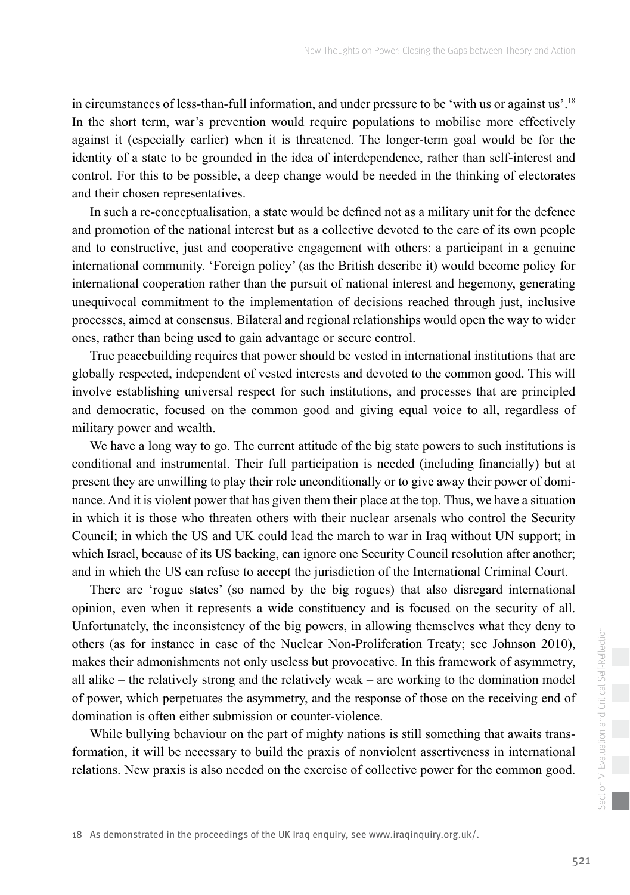in circumstances of less-than-full information, and under pressure to be 'with us or against us'.[18] In the short term, war's prevention would require populations to mobilise more effectively against it (especially earlier) when it is threatened. The longer-term goal would be for the identity of a state to be grounded in the idea of interdependence, rather than self-interest and control. For this to be possible, a deep change would be needed in the thinking of electorates and their chosen representatives.

In such a re-conceptualisation, a state would be defined not as a military unit for the defence and promotion of the national interest but as a collective devoted to the care of its own people and to constructive, just and cooperative engagement with others: a participant in a genuine international community. 'Foreign policy' (as the British describe it) would become policy for international cooperation rather than the pursuit of national interest and hegemony, generating unequivocal commitment to the implementation of decisions reached through just, inclusive processes, aimed at consensus. Bilateral and regional relationships would open the way to wider ones, rather than being used to gain advantage or secure control.

True peacebuilding requires that power should be vested in international institutions that are globally respected, independent of vested interests and devoted to the common good. This will involve establishing universal respect for such institutions, and processes that are principled and democratic, focused on the common good and giving equal voice to all, regardless of military power and wealth.

We have a long way to go. The current attitude of the big state powers to such institutions is conditional and instrumental. Their full participation is needed (including financially) but at present they are unwilling to play their role unconditionally or to give away their power of dominance. And it is violent power that has given them their place at the top. Thus, we have a situation in which it is those who threaten others with their nuclear arsenals who control the Security Council; in which the US and UK could lead the march to war in Iraq without UN support; in which Israel, because of its US backing, can ignore one Security Council resolution after another; and in which the US can refuse to accept the jurisdiction of the International Criminal Court.

There are 'rogue states' (so named by the big rogues) that also disregard international opinion, even when it represents a wide constituency and is focused on the security of all. Unfortunately, the inconsistency of the big powers, in allowing themselves what they deny to others (as for instance in case of the Nuclear Non-Proliferation Treaty; see Johnson 2010), makes their admonishments not only useless but provocative. In this framework of asymmetry, all alike – the relatively strong and the relatively weak – are working to the domination model of power, which perpetuates the asymmetry, and the response of those on the receiving end of domination is often either submission or counter-violence.

While bullying behaviour on the part of mighty nations is still something that awaits transformation, it will be necessary to build the praxis of nonviolent assertiveness in international relations. New praxis is also needed on the exercise of collective power for the common good.

18 As demonstrated in the proceedings of the UK Iraq enquiry, see www.iraqinquiry.org.uk/.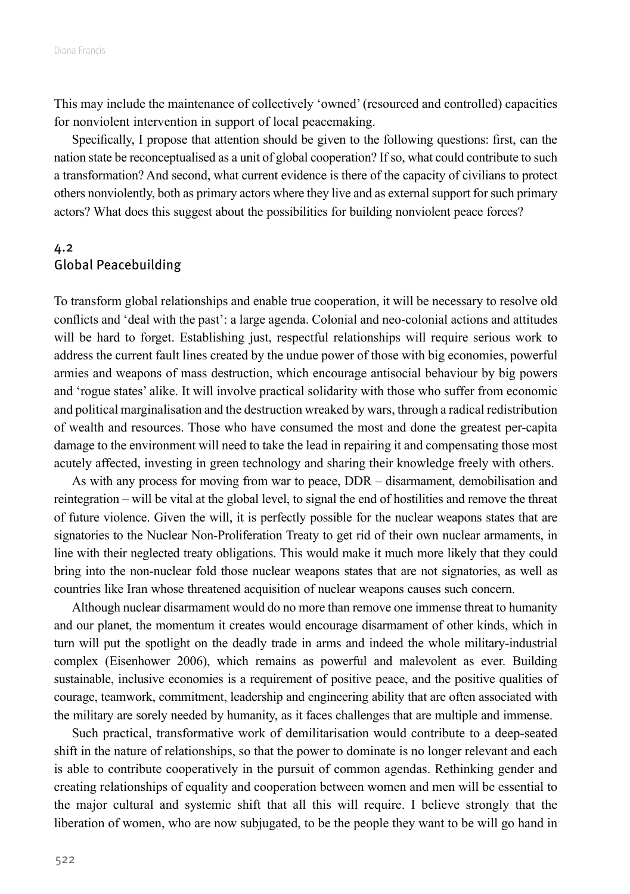This may include the maintenance of collectively 'owned' (resourced and controlled) capacities for nonviolent intervention in support of local peacemaking.

Specifically, I propose that attention should be given to the following questions: first, can the nation state be reconceptualised as a unit of global cooperation? If so, what could contribute to such a transformation? And second, what current evidence is there of the capacity of civilians to protect others nonviolently, both as primary actors where they live and as external support for such primary actors? What does this suggest about the possibilities for building nonviolent peace forces?

## 4.2 Global Peacebuilding

To transform global relationships and enable true cooperation, it will be necessary to resolve old conflicts and 'deal with the past': a large agenda. Colonial and neo-colonial actions and attitudes will be hard to forget. Establishing just, respectful relationships will require serious work to address the current fault lines created by the undue power of those with big economies, powerful armies and weapons of mass destruction, which encourage antisocial behaviour by big powers and 'rogue states' alike. It will involve practical solidarity with those who suffer from economic and political marginalisation and the destruction wreaked by wars, through a radical redistribution of wealth and resources. Those who have consumed the most and done the greatest per-capita damage to the environment will need to take the lead in repairing it and compensating those most acutely affected, investing in green technology and sharing their knowledge freely with others.

As with any process for moving from war to peace, DDR – disarmament, demobilisation and reintegration – will be vital at the global level, to signal the end of hostilities and remove the threat of future violence. Given the will, it is perfectly possible for the nuclear weapons states that are signatories to the Nuclear Non-Proliferation Treaty to get rid of their own nuclear armaments, in line with their neglected treaty obligations. This would make it much more likely that they could bring into the non-nuclear fold those nuclear weapons states that are not signatories, as well as countries like Iran whose threatened acquisition of nuclear weapons causes such concern.

Although nuclear disarmament would do no more than remove one immense threat to humanity and our planet, the momentum it creates would encourage disarmament of other kinds, which in turn will put the spotlight on the deadly trade in arms and indeed the whole military-industrial complex (Eisenhower 2006), which remains as powerful and malevolent as ever. Building sustainable, inclusive economies is a requirement of positive peace, and the positive qualities of courage, teamwork, commitment, leadership and engineering ability that are often associated with the military are sorely needed by humanity, as it faces challenges that are multiple and immense.

Such practical, transformative work of demilitarisation would contribute to a deep-seated shift in the nature of relationships, so that the power to dominate is no longer relevant and each is able to contribute cooperatively in the pursuit of common agendas. Rethinking gender and creating relationships of equality and cooperation between women and men will be essential to the major cultural and systemic shift that all this will require. I believe strongly that the liberation of women, who are now subjugated, to be the people they want to be will go hand in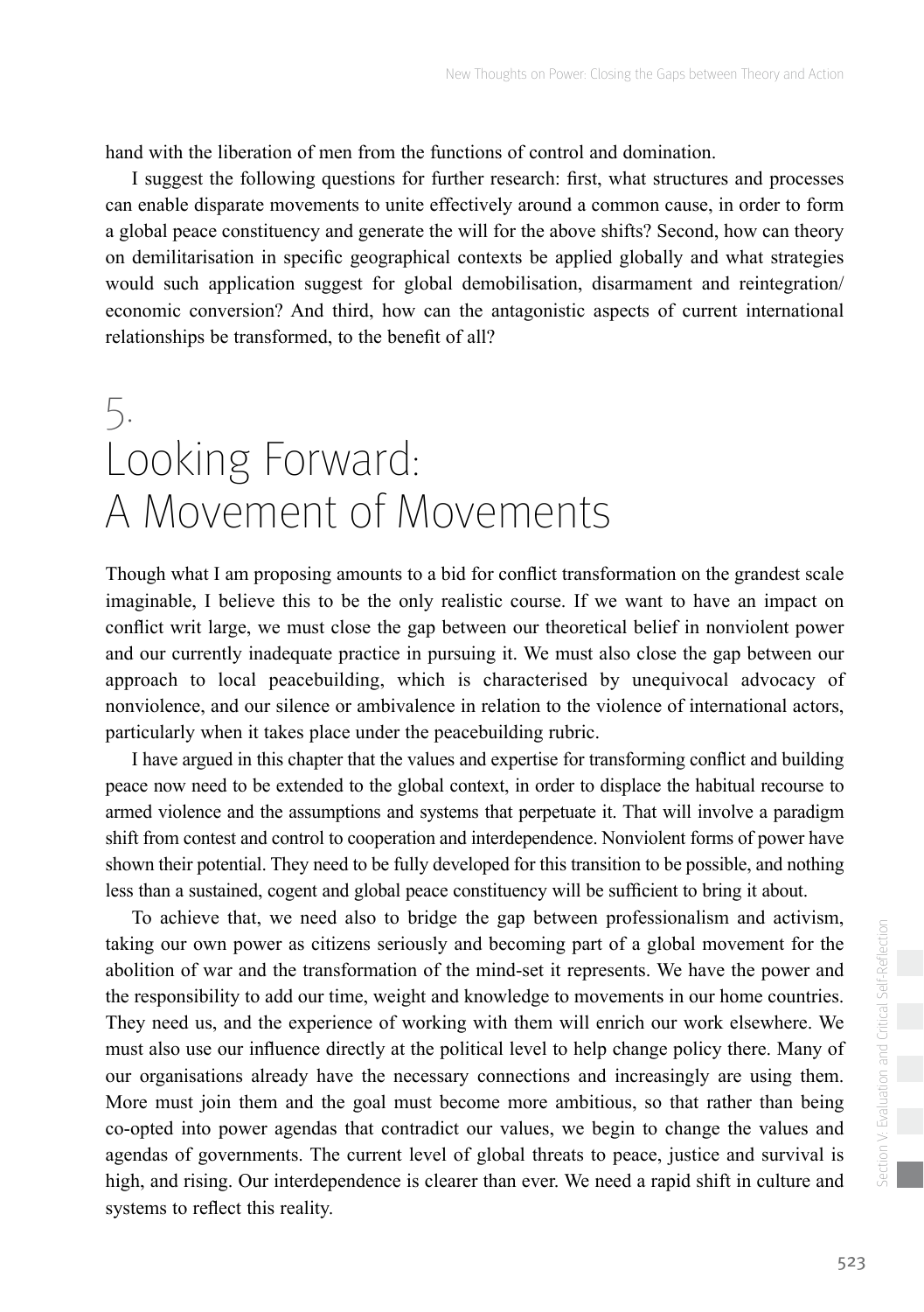hand with the liberation of men from the functions of control and domination.

I suggest the following questions for further research: first, what structures and processes can enable disparate movements to unite effectively around a common cause, in order to form a global peace constituency and generate the will for the above shifts? Second, how can theory on demilitarisation in specific geographical contexts be applied globally and what strategies would such application suggest for global demobilisation, disarmament and reintegration/economic conversion? And third, how can the antagonistic aspects of current international relationships be transformed, to the benefit of all?

# 5. Looking Forward: A Movement of Movements

Though what I am proposing amounts to a bid for conflict transformation on the grandest scale imaginable, I believe this to be the only realistic course. If we want to have an impact on conflict writ large, we must close the gap between our theoretical belief in nonviolent power and our currently inadequate practice in pursuing it. We must also close the gap between our approach to local peacebuilding, which is characterised by unequivocal advocacy of nonviolence, and our silence or ambivalence in relation to the violence of international actors, particularly when it takes place under the peacebuilding rubric.

I have argued in this chapter that the values and expertise for transforming conflict and building peace now need to be extended to the global context, in order to displace the habitual recourse to armed violence and the assumptions and systems that perpetuate it. That will involve a paradigm shift from contest and control to cooperation and interdependence. Nonviolent forms of power have shown their potential. They need to be fully developed for this transition to be possible, and nothing less than a sustained, cogent and global peace constituency will be sufficient to bring it about.

To achieve that, we need also to bridge the gap between professionalism and activism, taking our own power as citizens seriously and becoming part of a global movement for the abolition of war and the transformation of the mind-set it represents. We have the power and the responsibility to add our time, weight and knowledge to movements in our home countries. They need us, and the experience of working with them will enrich our work elsewhere. We must also use our influence directly at the political level to help change policy there. Many of our organisations already have the necessary connections and increasingly are using them. More must join them and the goal must become more ambitious, so that rather than being co-opted into power agendas that contradict our values, we begin to change the values and agendas of governments. The current level of global threats to peace, justice and survival is high, and rising. Our interdependence is clearer than ever. We need a rapid shift in culture and systems to reflect this reality.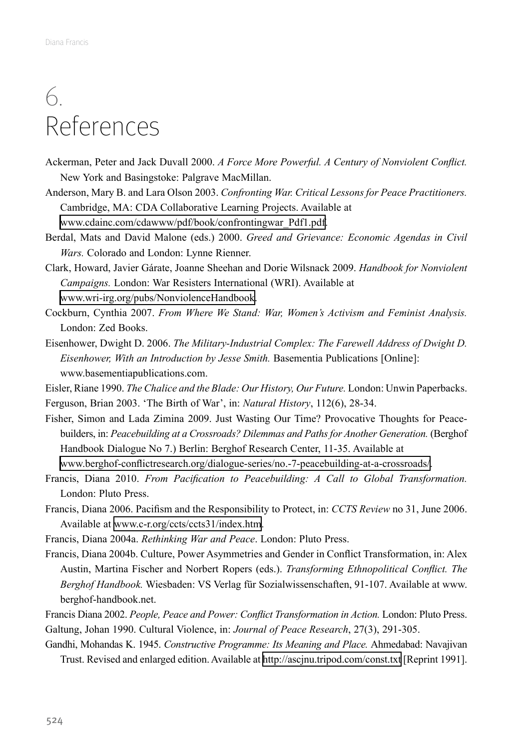# 6. References

Ackerman, Peter and Jack Duvall 2000. *A Force More Powerful. A Century of Nonviolent Conflict.* New York and Basingstoke: Palgrave MacMillan.

Anderson, Mary B. and Lara Olson 2003. *Confronting War. Critical Lessons for Peace Practitioners.* Cambridge, MA: CDA Collaborative Learning Projects. Available at www.cdainc.com/cdawww/pdf/book/confrontingwar_Pdf1.pdf.

Berdal, Mats and David Malone (eds.) 2000. *Greed and Grievance: Economic Agendas in Civil Wars.* Colorado and London: Lynne Rienner.

Clark, Howard, Javier Gárate, Joanne Sheehan and Dorie Wilsnack 2009. *Handbook for Nonviolent Campaigns.* London: War Resisters International (WRI). Available at www.wri-irg.org/pubs/NonviolenceHandbook.

Cockburn, Cynthia 2007. *From Where We Stand: War, Women's Activism and Feminist Analysis.* London: Zed Books.

Eisenhower, Dwight D. 2006. *The Military-Industrial Complex: The Farewell Address of Dwight D. Eisenhower, With an Introduction by Jesse Smith.* Basementia Publications [Online]: www.basementiapublications.com.

Eisler, Riane 1990. *The Chalice and the Blade: Our History, Our Future.* London: Unwin Paperbacks.

Ferguson, Brian 2003. 'The Birth of War', in: *Natural History*, 112(6), 28-34.

Fisher, Simon and Lada Zimina 2009. Just Wasting Our Time? Provocative Thoughts for Peace-builders, in: *Peacebuilding at a Crossroads? Dilemmas and Paths for Another Generation.* (Berghof Handbook Dialogue No 7.) Berlin: Berghof Research Center, 11-35. Available at www.berghof-conflictresearch.org/dialogue-series/no.-7-peacebuilding-at-a-crossroads/.

Francis, Diana 2010. *From Pacification to Peacebuilding: A Call to Global Transformation.* London: Pluto Press.

Francis, Diana 2006. Pacifism and the Responsibility to Protect, in: *CCTS Review* no 31, June 2006. Available at www.c-r.org/ccts/ccts31/index.htm.

Francis, Diana 2004a. *Rethinking War and Peace*. London: Pluto Press.

Francis, Diana 2004b. Culture, Power Asymmetries and Gender in Conflict Transformation, in: Alex Austin, Martina Fischer and Norbert Ropers (eds.). *Transforming Ethnopolitical Conflict. The Berghof Handbook.* Wiesbaden: VS Verlag für Sozialwissenschaften, 91-107. Available at www.berghof-handbook.net.

Francis Diana 2002. *People, Peace and Power: Conflict Transformation in Action.* London: Pluto Press.

Galtung, Johan 1990. Cultural Violence, in: *Journal of Peace Research*, 27(3), 291-305.

Gandhi, Mohandas K. 1945. *Constructive Programme: Its Meaning and Place.* Ahmedabad: Navajivan Trust. Revised and enlarged edition. Available at http://ascjnu.tripod.com/const.txt [Reprint 1991].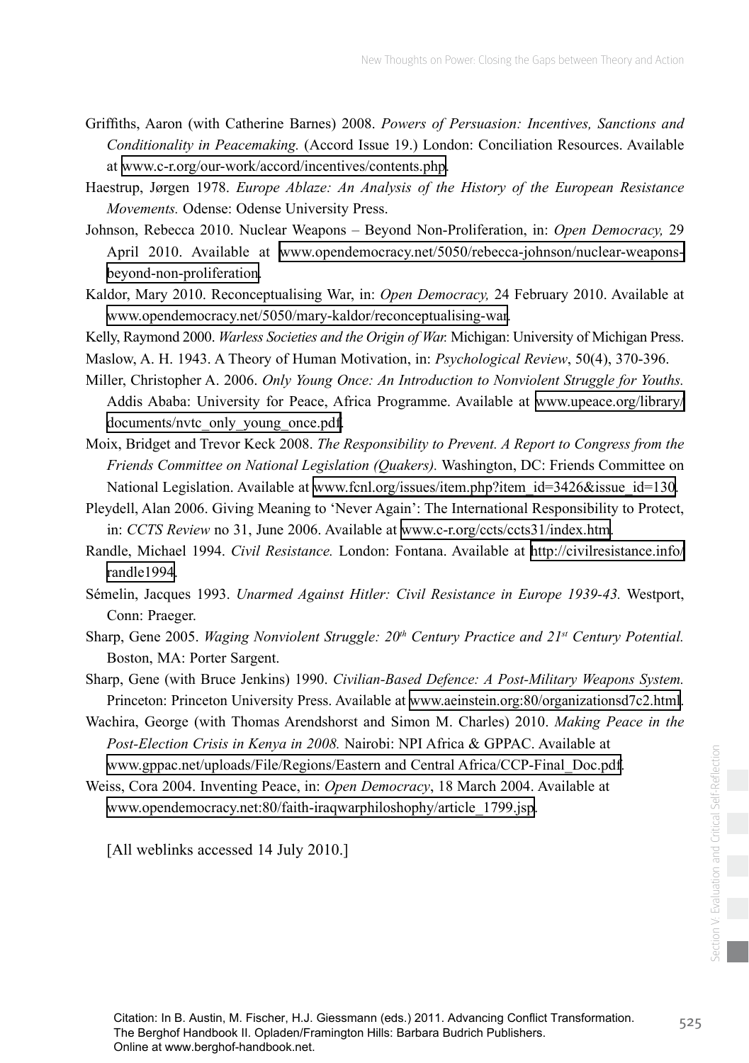Griffiths, Aaron (with Catherine Barnes) 2008. *Powers of Persuasion: Incentives, Sanctions and Conditionality in Peacemaking.* (Accord Issue 19.) London: Conciliation Resources. Available at www.c-r.org/our-work/accord/incentives/contents.php.

Haestrup, Jørgen 1978. *Europe Ablaze: An Analysis of the History of the European Resistance Movements.* Odense: Odense University Press.

Johnson, Rebecca 2010. Nuclear Weapons – Beyond Non-Proliferation, in: *Open Democracy,* 29 April 2010. Available at www.opendemocracy.net/5050/rebecca-johnson/nuclear-weapons-beyond-non-proliferation.

Kaldor, Mary 2010. Reconceptualising War, in: *Open Democracy,* 24 February 2010. Available at www.opendemocracy.net/5050/mary-kaldor/reconceptualising-war.

Kelly, Raymond 2000. *Warless Societies and the Origin of War.* Michigan: University of Michigan Press.

Maslow, A. H. 1943. A Theory of Human Motivation, in: *Psychological Review*, 50(4), 370-396.

Miller, Christopher A. 2006. *Only Young Once: An Introduction to Nonviolent Struggle for Youths.* Addis Ababa: University for Peace, Africa Programme. Available at www.upeace.org/library/documents/nvtc_only_young_once.pdf.

Moix, Bridget and Trevor Keck 2008. *The Responsibility to Prevent. A Report to Congress from the Friends Committee on National Legislation (Quakers).* Washington, DC: Friends Committee on National Legislation. Available at www.fcnl.org/issues/item.php?item_id=3426&issue_id=130.

Pleydell, Alan 2006. Giving Meaning to 'Never Again': The International Responsibility to Protect, in: *CCTS Review* no 31, June 2006. Available at www.c-r.org/ccts/ccts31/index.htm.

Randle, Michael 1994. *Civil Resistance.* London: Fontana. Available at http://civilresistance.info/randle1994.

Sémelin, Jacques 1993. *Unarmed Against Hitler: Civil Resistance in Europe 1939-43.* Westport, Conn: Praeger.

Sharp, Gene 2005. *Waging Nonviolent Struggle: 20th Century Practice and 21st Century Potential.* Boston, MA: Porter Sargent.

Sharp, Gene (with Bruce Jenkins) 1990. *Civilian-Based Defence: A Post-Military Weapons System.* Princeton: Princeton University Press. Available at www.aeinstein.org:80/organizationsd7c2.html.

Wachira, George (with Thomas Arendshorst and Simon M. Charles) 2010. *Making Peace in the Post-Election Crisis in Kenya in 2008.* Nairobi: NPI Africa & GPPAC. Available at www.gppac.net/uploads/File/Regions/Eastern and Central Africa/CCP-Final_Doc.pdf.

Weiss, Cora 2004. Inventing Peace, in: *Open Democracy*, 18 March 2004. Available at www.opendemocracy.net:80/faith-iraqwarphiloshophy/article_1799.jsp.

[All weblinks accessed 14 July 2010.]

Citation: In B. Austin, M. Fischer, H.J. Giessmann (eds.) 2011. Advancing Conflict Transformation. The Berghof Handbook II. Opladen/Framington Hills: Barbara Budrich Publishers. Online at www.berghof-handbook.net.